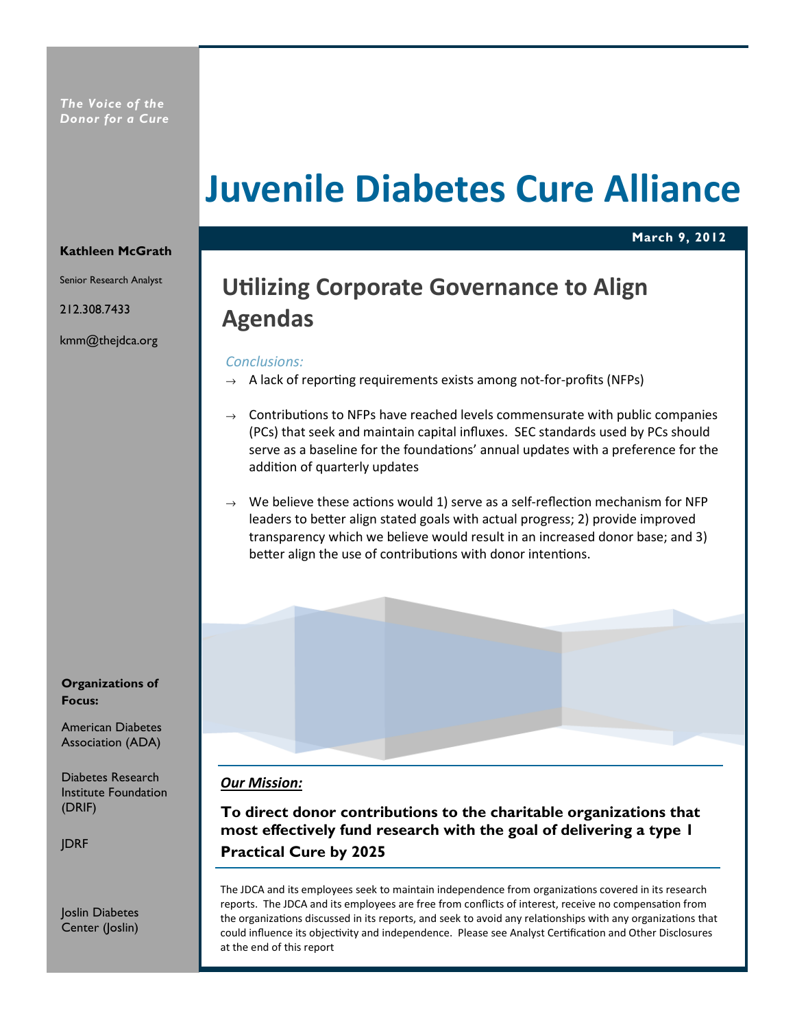*The Voice of the Donor for a Cure*

# Juvenile Diabetes Cure Alliance

**March 9, 2012**

**Kathleen McGrath**

Senior Research Analyst

212.308.7433

kmm@thejdca.org

## Utilizing Corporate Governance to Align Agendas

*Conclusions:*

- A lack of reporting requirements exists among not-for-profits (NFPs)
- Contributions to NFPs have reached levels commensurate with public companies (PCs) that seek and maintain capital influxes. SEC standards used by PCs should serve as a baseline for the foundations' annual updates with a preference for the addition of quarterly updates
- We believe these actions would 1) serve as a self-reflection mechanism for NFP leaders to better align stated goals with actual progress; 2) provide improved transparency which we believe would result in an increased donor base; and 3) better align the use of contributions with donor intentions.

**Organizations of Focus:**

American Diabetes Association (ADA)

Diabetes Research Institute Foundation (DRIF)

JDRF

Joslin Diabetes Center (Joslin)

***Our Mission:***

**To direct donor contributions to the charitable organizations that most effectively fund research with the goal of delivering a type 1 Practical Cure by 2025**

The JDCA and its employees seek to maintain independence from organizations covered in its research reports. The JDCA and its employees are free from conflicts of interest, receive no compensation from the organizations discussed in its reports, and seek to avoid any relationships with any organizations that could influence its objectivity and independence. Please see Analyst Certification and Other Disclosures at the end of this report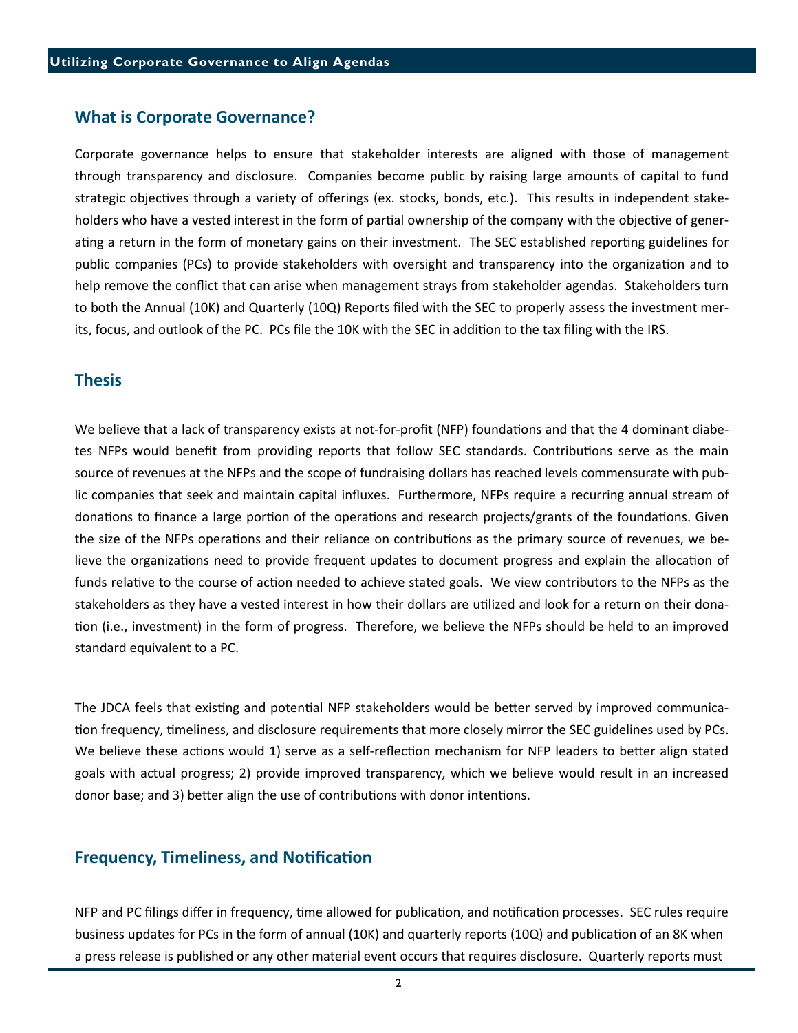## What is Corporate Governance?

Corporate governance helps to ensure that stakeholder interests are aligned with those of management through transparency and disclosure. Companies become public by raising large amounts of capital to fund strategic objectives through a variety of offerings (ex. stocks, bonds, etc.). This results in independent stakeholders who have a vested interest in the form of partial ownership of the company with the objective of generating a return in the form of monetary gains on their investment. The SEC established reporting guidelines for public companies (PCs) to provide stakeholders with oversight and transparency into the organization and to help remove the conflict that can arise when management strays from stakeholder agendas. Stakeholders turn to both the Annual (10K) and Quarterly (10Q) Reports filed with the SEC to properly assess the investment merits, focus, and outlook of the PC. PCs file the 10K with the SEC in addition to the tax filing with the IRS.

## Thesis

We believe that a lack of transparency exists at not-for-profit (NFP) foundations and that the 4 dominant diabetes NFPs would benefit from providing reports that follow SEC standards. Contributions serve as the main source of revenues at the NFPs and the scope of fundraising dollars has reached levels commensurate with public companies that seek and maintain capital influxes. Furthermore, NFPs require a recurring annual stream of donations to finance a large portion of the operations and research projects/grants of the foundations. Given the size of the NFPs operations and their reliance on contributions as the primary source of revenues, we believe the organizations need to provide frequent updates to document progress and explain the allocation of funds relative to the course of action needed to achieve stated goals. We view contributors to the NFPs as the stakeholders as they have a vested interest in how their dollars are utilized and look for a return on their donation (i.e., investment) in the form of progress. Therefore, we believe the NFPs should be held to an improved standard equivalent to a PC.

The JDCA feels that existing and potential NFP stakeholders would be better served by improved communication frequency, timeliness, and disclosure requirements that more closely mirror the SEC guidelines used by PCs. We believe these actions would 1) serve as a self-reflection mechanism for NFP leaders to better align stated goals with actual progress; 2) provide improved transparency, which we believe would result in an increased donor base; and 3) better align the use of contributions with donor intentions.

## Frequency, Timeliness, and Notification

NFP and PC filings differ in frequency, time allowed for publication, and notification processes. SEC rules require business updates for PCs in the form of annual (10K) and quarterly reports (10Q) and publication of an 8K when a press release is published or any other material event occurs that requires disclosure. Quarterly reports must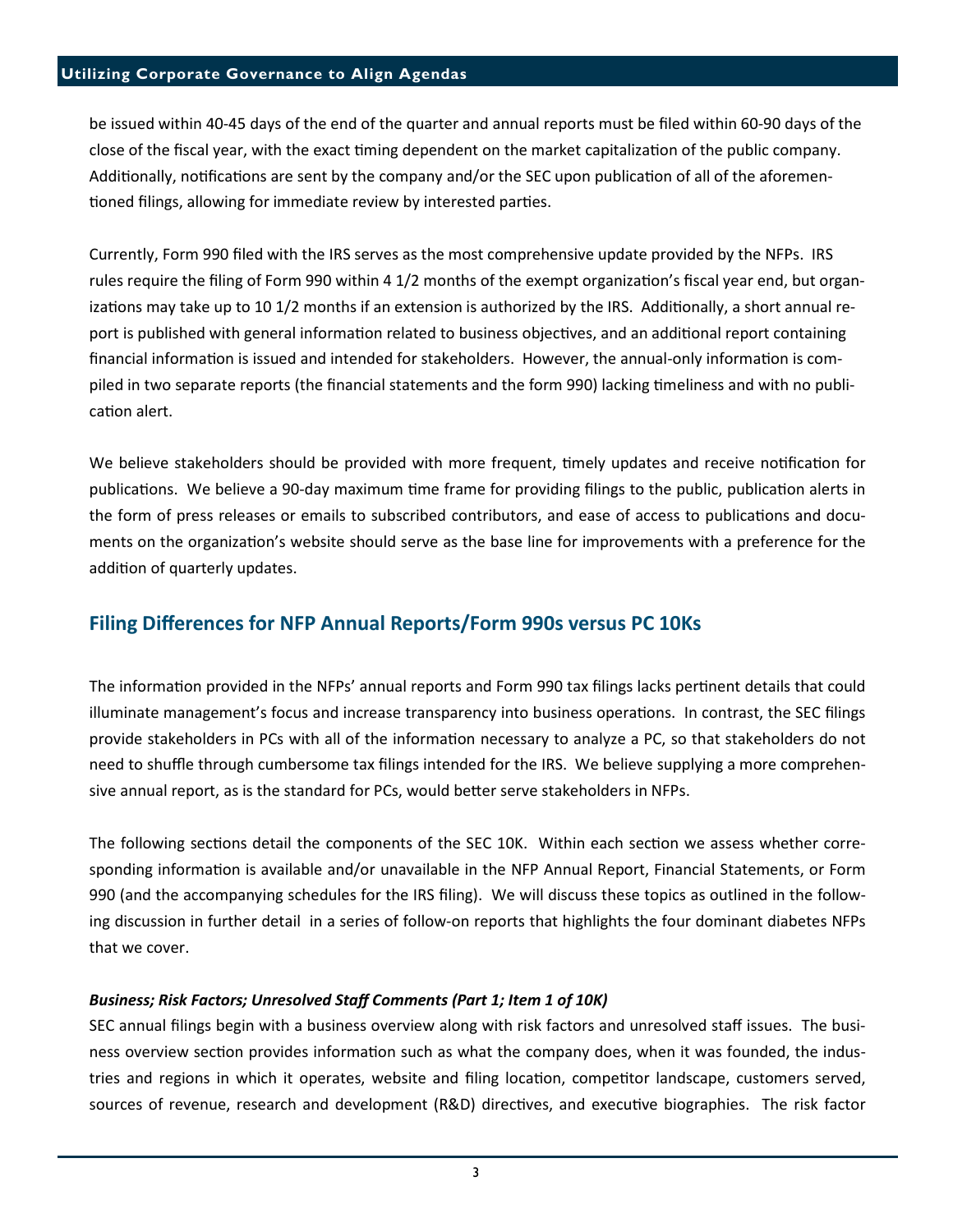be issued within 40-45 days of the end of the quarter and annual reports must be filed within 60-90 days of the close of the fiscal year, with the exact timing dependent on the market capitalization of the public company. Additionally, notifications are sent by the company and/or the SEC upon publication of all of the aforementioned filings, allowing for immediate review by interested parties.

Currently, Form 990 filed with the IRS serves as the most comprehensive update provided by the NFPs. IRS rules require the filing of Form 990 within 4 1/2 months of the exempt organization's fiscal year end, but organizations may take up to 10 1/2 months if an extension is authorized by the IRS. Additionally, a short annual report is published with general information related to business objectives, and an additional report containing financial information is issued and intended for stakeholders. However, the annual-only information is compiled in two separate reports (the financial statements and the form 990) lacking timeliness and with no publication alert.

We believe stakeholders should be provided with more frequent, timely updates and receive notification for publications. We believe a 90-day maximum time frame for providing filings to the public, publication alerts in the form of press releases or emails to subscribed contributors, and ease of access to publications and documents on the organization's website should serve as the base line for improvements with a preference for the addition of quarterly updates.

## Filing Differences for NFP Annual Reports/Form 990s versus PC 10Ks

The information provided in the NFPs' annual reports and Form 990 tax filings lacks pertinent details that could illuminate management's focus and increase transparency into business operations. In contrast, the SEC filings provide stakeholders in PCs with all of the information necessary to analyze a PC, so that stakeholders do not need to shuffle through cumbersome tax filings intended for the IRS. We believe supplying a more comprehensive annual report, as is the standard for PCs, would better serve stakeholders in NFPs.

The following sections detail the components of the SEC 10K. Within each section we assess whether corresponding information is available and/or unavailable in the NFP Annual Report, Financial Statements, or Form 990 (and the accompanying schedules for the IRS filing). We will discuss these topics as outlined in the following discussion in further detail in a series of follow-on reports that highlights the four dominant diabetes NFPs that we cover.

***Business; Risk Factors; Unresolved Staff Comments (Part 1; Item 1 of 10K)***

SEC annual filings begin with a business overview along with risk factors and unresolved staff issues. The business overview section provides information such as what the company does, when it was founded, the industries and regions in which it operates, website and filing location, competitor landscape, customers served, sources of revenue, research and development (R&D) directives, and executive biographies. The risk factor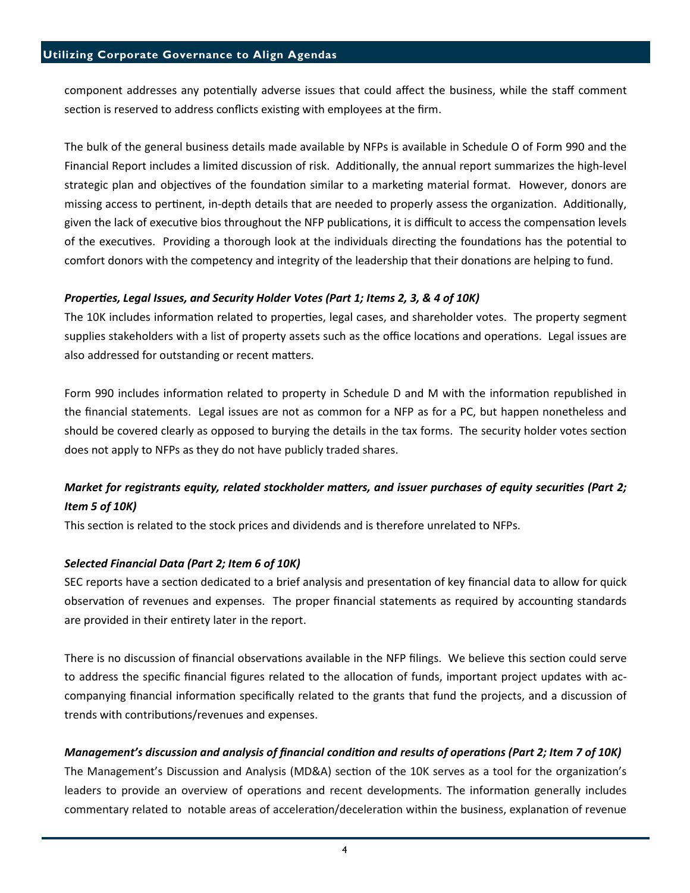component addresses any potentially adverse issues that could affect the business, while the staff comment section is reserved to address conflicts existing with employees at the firm.

The bulk of the general business details made available by NFPs is available in Schedule O of Form 990 and the Financial Report includes a limited discussion of risk. Additionally, the annual report summarizes the high-level strategic plan and objectives of the foundation similar to a marketing material format. However, donors are missing access to pertinent, in-depth details that are needed to properly assess the organization. Additionally, given the lack of executive bios throughout the NFP publications, it is difficult to access the compensation levels of the executives. Providing a thorough look at the individuals directing the foundations has the potential to comfort donors with the competency and integrity of the leadership that their donations are helping to fund.

***Properties, Legal Issues, and Security Holder Votes (Part 1; Items 2, 3, & 4 of 10K)***

The 10K includes information related to properties, legal cases, and shareholder votes. The property segment supplies stakeholders with a list of property assets such as the office locations and operations. Legal issues are also addressed for outstanding or recent matters.

Form 990 includes information related to property in Schedule D and M with the information republished in the financial statements. Legal issues are not as common for a NFP as for a PC, but happen nonetheless and should be covered clearly as opposed to burying the details in the tax forms. The security holder votes section does not apply to NFPs as they do not have publicly traded shares.

***Market for registrants equity, related stockholder matters, and issuer purchases of equity securities (Part 2; Item 5 of 10K)***

This section is related to the stock prices and dividends and is therefore unrelated to NFPs.

***Selected Financial Data (Part 2; Item 6 of 10K)***

SEC reports have a section dedicated to a brief analysis and presentation of key financial data to allow for quick observation of revenues and expenses. The proper financial statements as required by accounting standards are provided in their entirety later in the report.

There is no discussion of financial observations available in the NFP filings. We believe this section could serve to address the specific financial figures related to the allocation of funds, important project updates with accompanying financial information specifically related to the grants that fund the projects, and a discussion of trends with contributions/revenues and expenses.

***Management's discussion and analysis of financial condition and results of operations (Part 2; Item 7 of 10K)***

The Management's Discussion and Analysis (MD&A) section of the 10K serves as a tool for the organization's leaders to provide an overview of operations and recent developments. The information generally includes commentary related to notable areas of acceleration/deceleration within the business, explanation of revenue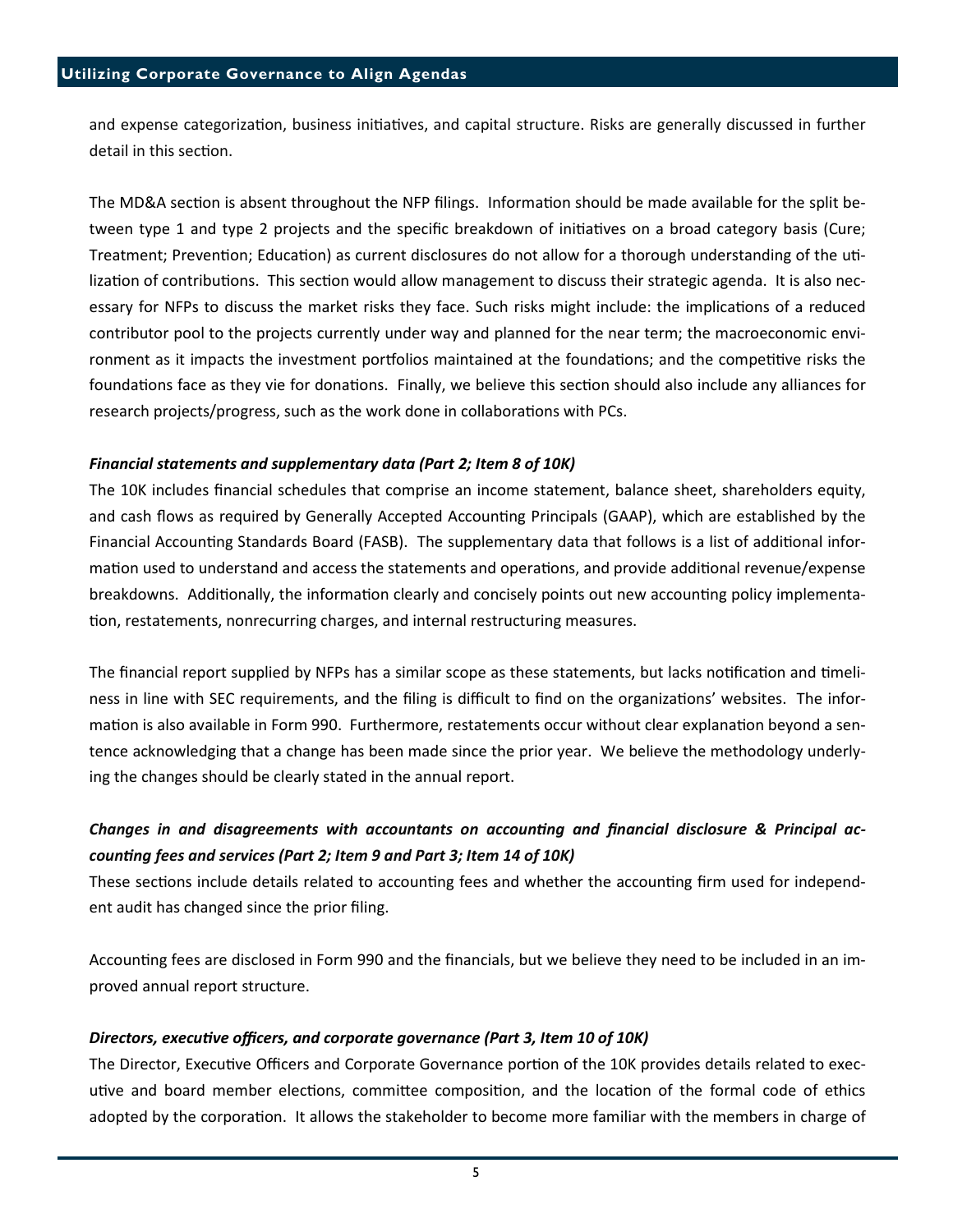and expense categorization, business initiatives, and capital structure. Risks are generally discussed in further detail in this section.

The MD&A section is absent throughout the NFP filings. Information should be made available for the split between type 1 and type 2 projects and the specific breakdown of initiatives on a broad category basis (Cure; Treatment; Prevention; Education) as current disclosures do not allow for a thorough understanding of the utilization of contributions. This section would allow management to discuss their strategic agenda. It is also necessary for NFPs to discuss the market risks they face. Such risks might include: the implications of a reduced contributor pool to the projects currently under way and planned for the near term; the macroeconomic environment as it impacts the investment portfolios maintained at the foundations; and the competitive risks the foundations face as they vie for donations. Finally, we believe this section should also include any alliances for research projects/progress, such as the work done in collaborations with PCs.

***Financial statements and supplementary data (Part 2; Item 8 of 10K)***

The 10K includes financial schedules that comprise an income statement, balance sheet, shareholders equity, and cash flows as required by Generally Accepted Accounting Principals (GAAP), which are established by the Financial Accounting Standards Board (FASB). The supplementary data that follows is a list of additional information used to understand and access the statements and operations, and provide additional revenue/expense breakdowns. Additionally, the information clearly and concisely points out new accounting policy implementation, restatements, nonrecurring charges, and internal restructuring measures.

The financial report supplied by NFPs has a similar scope as these statements, but lacks notification and timeliness in line with SEC requirements, and the filing is difficult to find on the organizations' websites. The information is also available in Form 990. Furthermore, restatements occur without clear explanation beyond a sentence acknowledging that a change has been made since the prior year. We believe the methodology underlying the changes should be clearly stated in the annual report.

***Changes in and disagreements with accountants on accounting and financial disclosure & Principal accounting fees and services (Part 2; Item 9 and Part 3; Item 14 of 10K)***

These sections include details related to accounting fees and whether the accounting firm used for independent audit has changed since the prior filing.

Accounting fees are disclosed in Form 990 and the financials, but we believe they need to be included in an improved annual report structure.

***Directors, executive officers, and corporate governance (Part 3, Item 10 of 10K)***

The Director, Executive Officers and Corporate Governance portion of the 10K provides details related to executive and board member elections, committee composition, and the location of the formal code of ethics adopted by the corporation. It allows the stakeholder to become more familiar with the members in charge of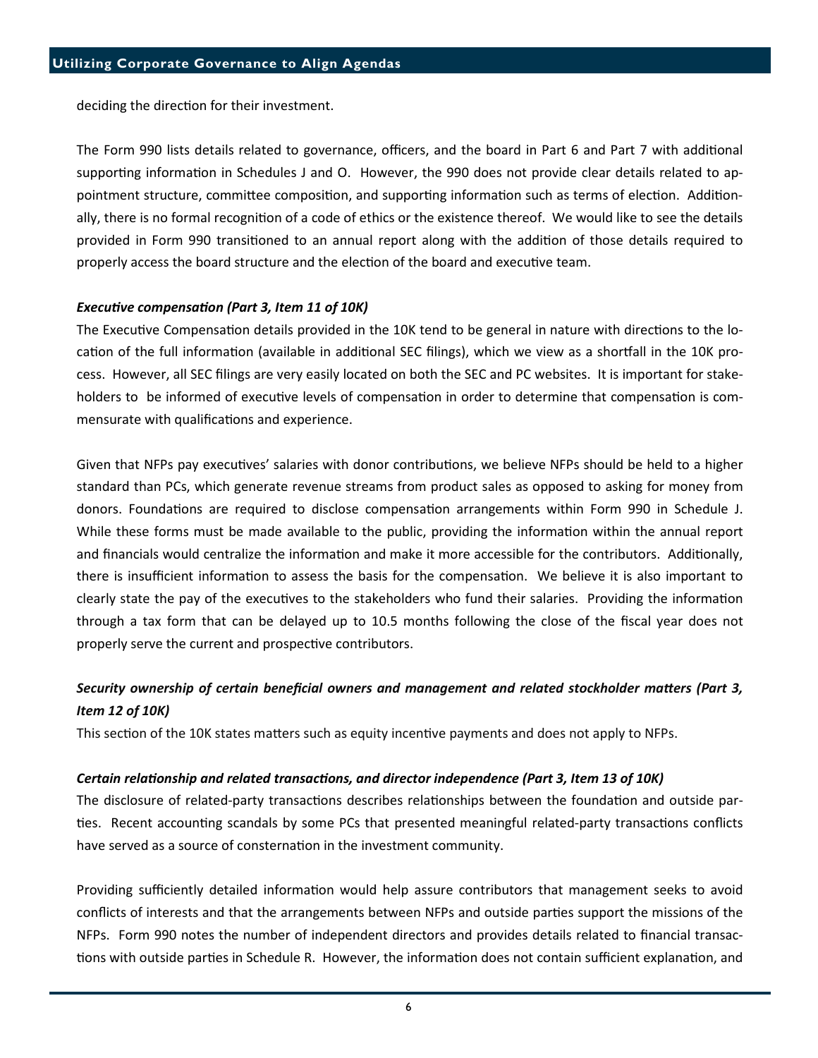deciding the direction for their investment.

The Form 990 lists details related to governance, officers, and the board in Part 6 and Part 7 with additional supporting information in Schedules J and O. However, the 990 does not provide clear details related to appointment structure, committee composition, and supporting information such as terms of election. Additionally, there is no formal recognition of a code of ethics or the existence thereof. We would like to see the details provided in Form 990 transitioned to an annual report along with the addition of those details required to properly access the board structure and the election of the board and executive team.

***Executive compensation (Part 3, Item 11 of 10K)***

The Executive Compensation details provided in the 10K tend to be general in nature with directions to the location of the full information (available in additional SEC filings), which we view as a shortfall in the 10K process. However, all SEC filings are very easily located on both the SEC and PC websites. It is important for stakeholders to be informed of executive levels of compensation in order to determine that compensation is commensurate with qualifications and experience.

Given that NFPs pay executives' salaries with donor contributions, we believe NFPs should be held to a higher standard than PCs, which generate revenue streams from product sales as opposed to asking for money from donors. Foundations are required to disclose compensation arrangements within Form 990 in Schedule J. While these forms must be made available to the public, providing the information within the annual report and financials would centralize the information and make it more accessible for the contributors. Additionally, there is insufficient information to assess the basis for the compensation. We believe it is also important to clearly state the pay of the executives to the stakeholders who fund their salaries. Providing the information through a tax form that can be delayed up to 10.5 months following the close of the fiscal year does not properly serve the current and prospective contributors.

***Security ownership of certain beneficial owners and management and related stockholder matters (Part 3, Item 12 of 10K)***

This section of the 10K states matters such as equity incentive payments and does not apply to NFPs.

***Certain relationship and related transactions, and director independence (Part 3, Item 13 of 10K)***

The disclosure of related-party transactions describes relationships between the foundation and outside parties. Recent accounting scandals by some PCs that presented meaningful related-party transactions conflicts have served as a source of consternation in the investment community.

Providing sufficiently detailed information would help assure contributors that management seeks to avoid conflicts of interests and that the arrangements between NFPs and outside parties support the missions of the NFPs. Form 990 notes the number of independent directors and provides details related to financial transactions with outside parties in Schedule R. However, the information does not contain sufficient explanation, and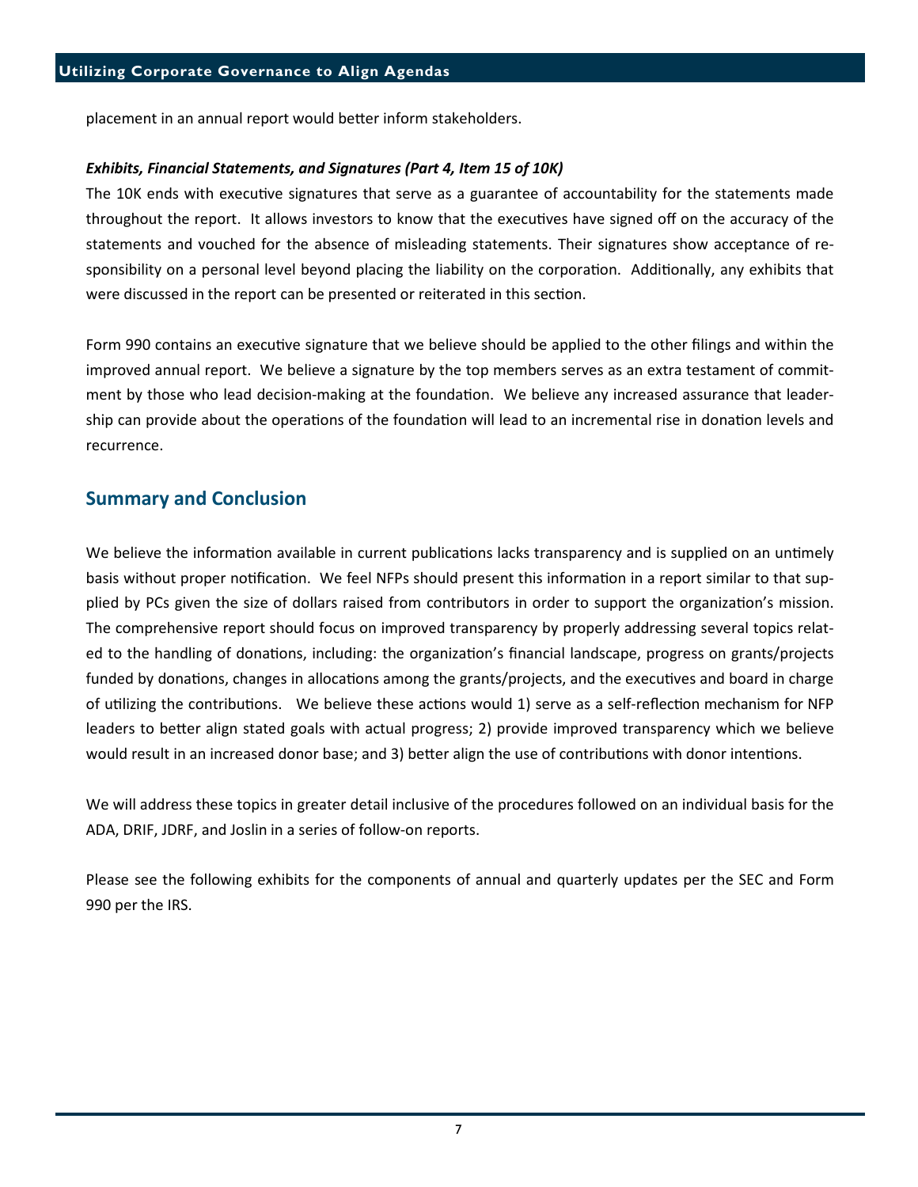placement in an annual report would better inform stakeholders.

***Exhibits, Financial Statements, and Signatures (Part 4, Item 15 of 10K)***

The 10K ends with executive signatures that serve as a guarantee of accountability for the statements made throughout the report. It allows investors to know that the executives have signed off on the accuracy of the statements and vouched for the absence of misleading statements. Their signatures show acceptance of responsibility on a personal level beyond placing the liability on the corporation. Additionally, any exhibits that were discussed in the report can be presented or reiterated in this section.

Form 990 contains an executive signature that we believe should be applied to the other filings and within the improved annual report. We believe a signature by the top members serves as an extra testament of commitment by those who lead decision-making at the foundation. We believe any increased assurance that leadership can provide about the operations of the foundation will lead to an incremental rise in donation levels and recurrence.

## Summary and Conclusion

We believe the information available in current publications lacks transparency and is supplied on an untimely basis without proper notification. We feel NFPs should present this information in a report similar to that supplied by PCs given the size of dollars raised from contributors in order to support the organization's mission. The comprehensive report should focus on improved transparency by properly addressing several topics related to the handling of donations, including: the organization's financial landscape, progress on grants/projects funded by donations, changes in allocations among the grants/projects, and the executives and board in charge of utilizing the contributions. We believe these actions would 1) serve as a self-reflection mechanism for NFP leaders to better align stated goals with actual progress; 2) provide improved transparency which we believe would result in an increased donor base; and 3) better align the use of contributions with donor intentions.

We will address these topics in greater detail inclusive of the procedures followed on an individual basis for the ADA, DRIF, JDRF, and Joslin in a series of follow-on reports.

Please see the following exhibits for the components of annual and quarterly updates per the SEC and Form 990 per the IRS.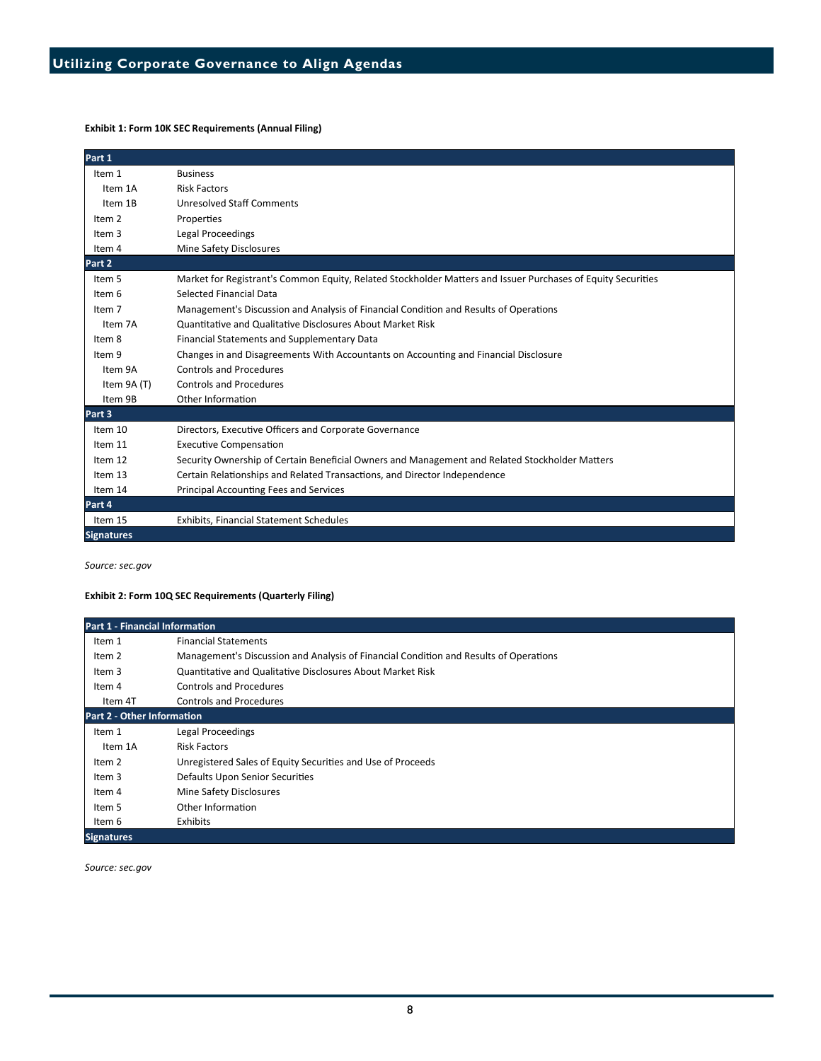**Exhibit 1: Form 10K SEC Requirements (Annual Filing)**

| Part 1 | |
|---|---|
| Item 1 | Business |
| Item 1A | Risk Factors |
| Item 1B | Unresolved Staff Comments |
| Item 2 | Properties |
| Item 3 | Legal Proceedings |
| Item 4 | Mine Safety Disclosures |
| **Part 2** | |
| Item 5 | Market for Registrant's Common Equity, Related Stockholder Matters and Issuer Purchases of Equity Securities |
| Item 6 | Selected Financial Data |
| Item 7 | Management's Discussion and Analysis of Financial Condition and Results of Operations |
| Item 7A | Quantitative and Qualitative Disclosures About Market Risk |
| Item 8 | Financial Statements and Supplementary Data |
| Item 9 | Changes in and Disagreements With Accountants on Accounting and Financial Disclosure |
| Item 9A | Controls and Procedures |
| Item 9A (T) | Controls and Procedures |
| Item 9B | Other Information |
| **Part 3** | |
| Item 10 | Directors, Executive Officers and Corporate Governance |
| Item 11 | Executive Compensation |
| Item 12 | Security Ownership of Certain Beneficial Owners and Management and Related Stockholder Matters |
| Item 13 | Certain Relationships and Related Transactions, and Director Independence |
| Item 14 | Principal Accounting Fees and Services |
| **Part 4** | |
| Item 15 | Exhibits, Financial Statement Schedules |
| **Signatures** | |

*Source: sec.gov*

**Exhibit 2: Form 10Q SEC Requirements (Quarterly Filing)**

| Part 1 - Financial Information | |
|---|---|
| Item 1 | Financial Statements |
| Item 2 | Management's Discussion and Analysis of Financial Condition and Results of Operations |
| Item 3 | Quantitative and Qualitative Disclosures About Market Risk |
| Item 4 | Controls and Procedures |
| Item 4T | Controls and Procedures |
| **Part 2 - Other Information** | |
| Item 1 | Legal Proceedings |
| Item 1A | Risk Factors |
| Item 2 | Unregistered Sales of Equity Securities and Use of Proceeds |
| Item 3 | Defaults Upon Senior Securities |
| Item 4 | Mine Safety Disclosures |
| Item 5 | Other Information |
| Item 6 | Exhibits |
| **Signatures** | |

*Source: sec.gov*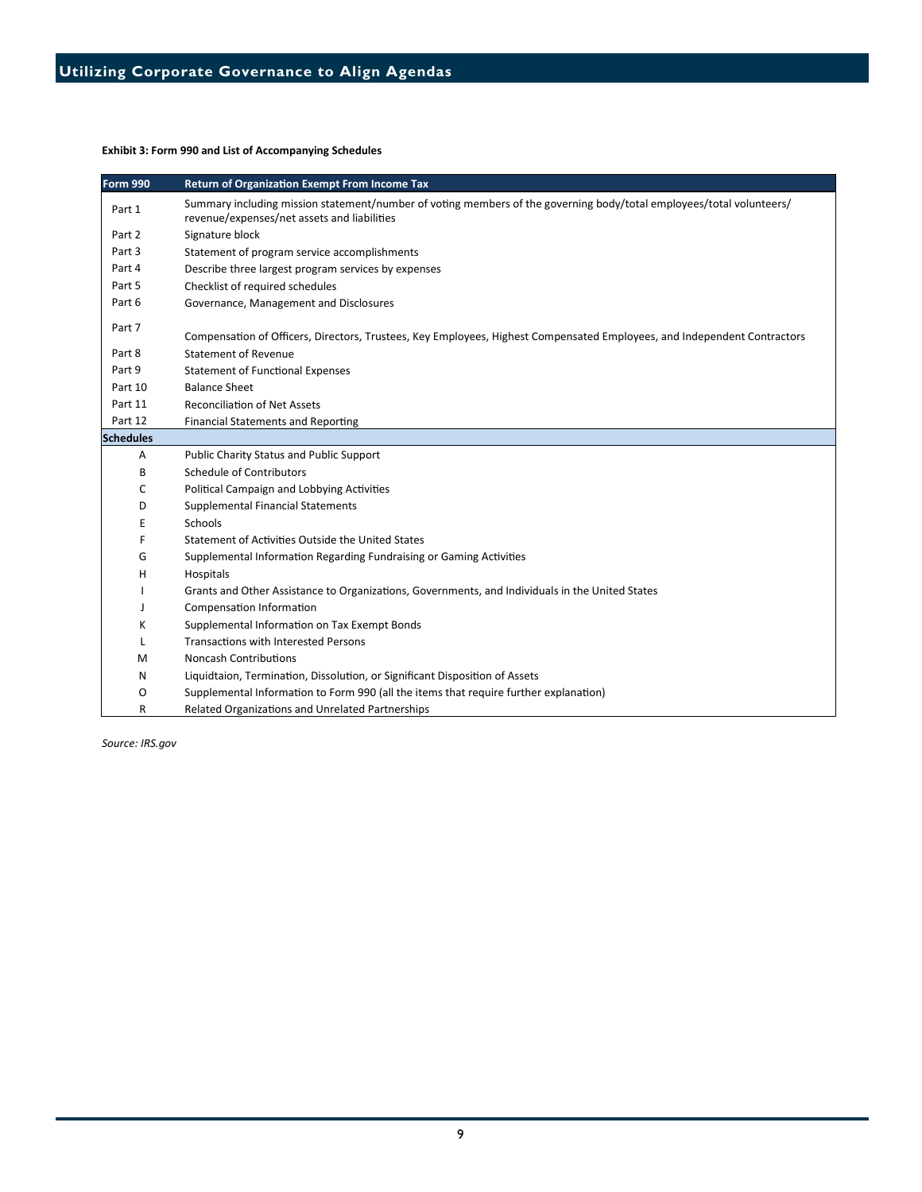**Exhibit 3: Form 990 and List of Accompanying Schedules**

| Form 990 | Return of Organization Exempt From Income Tax |
|---|---|
| Part 1 | Summary including mission statement/number of voting members of the governing body/total employees/total volunteers/ revenue/expenses/net assets and liabilities |
| Part 2 | Signature block |
| Part 3 | Statement of program service accomplishments |
| Part 4 | Describe three largest program services by expenses |
| Part 5 | Checklist of required schedules |
| Part 6 | Governance, Management and Disclosures |
| Part 7 | Compensation of Officers, Directors, Trustees, Key Employees, Highest Compensated Employees, and Independent Contractors |
| Part 8 | Statement of Revenue |
| Part 9 | Statement of Functional Expenses |
| Part 10 | Balance Sheet |
| Part 11 | Reconciliation of Net Assets |
| Part 12 | Financial Statements and Reporting |
| **Schedules** | |
| A | Public Charity Status and Public Support |
| B | Schedule of Contributors |
| C | Political Campaign and Lobbying Activities |
| D | Supplemental Financial Statements |
| E | Schools |
| F | Statement of Activities Outside the United States |
| G | Supplemental Information Regarding Fundraising or Gaming Activities |
| H | Hospitals |
| I | Grants and Other Assistance to Organizations, Governments, and Individuals in the United States |
| J | Compensation Information |
| K | Supplemental Information on Tax Exempt Bonds |
| L | Transactions with Interested Persons |
| M | Noncash Contributions |
| N | Liquidtaion, Termination, Dissolution, or Significant Disposition of Assets |
| O | Supplemental Information to Form 990 (all the items that require further explanation) |
| R | Related Organizations and Unrelated Partnerships |

*Source: IRS.gov*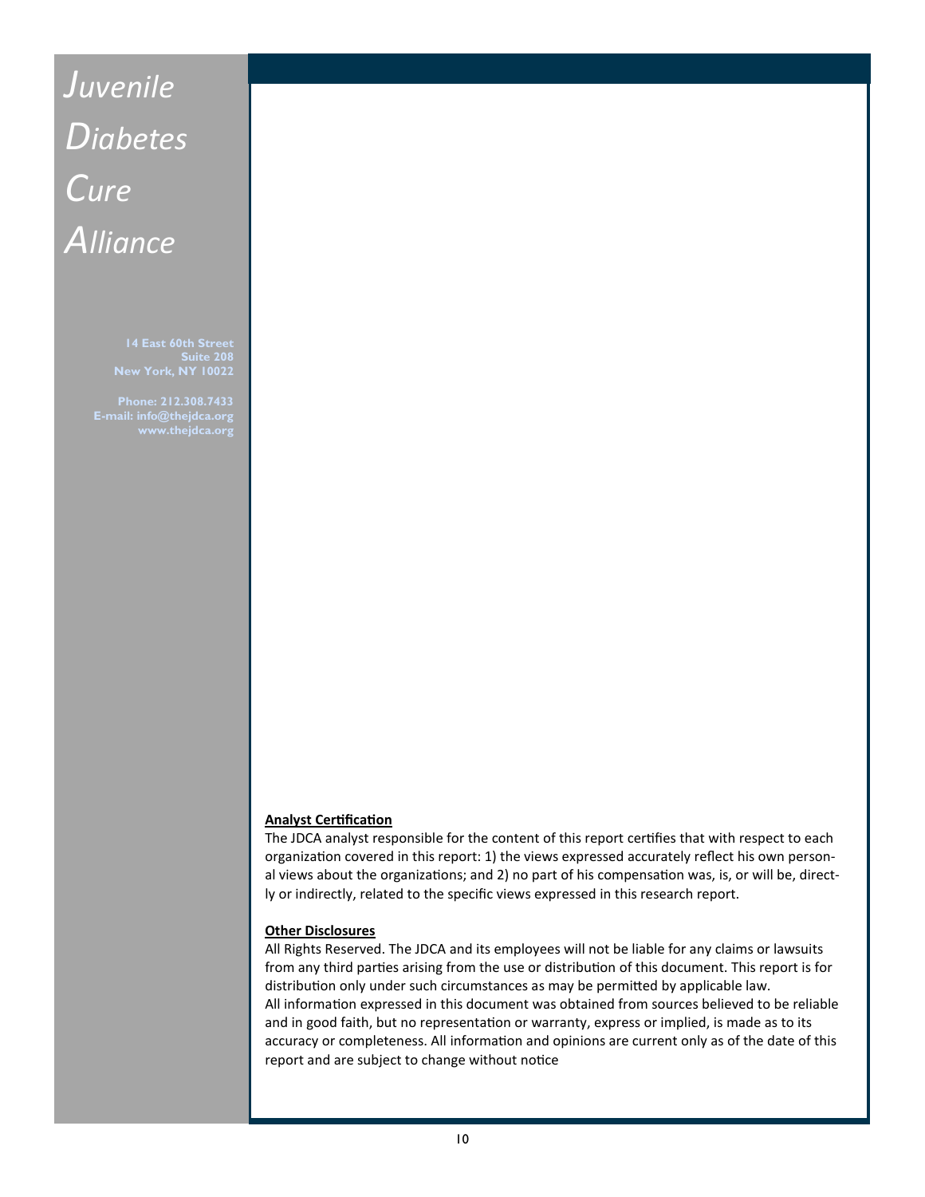*Juvenile*

*Diabetes*

*Cure*

*Alliance*

**14 East 60th Street**
**Suite 208**
**New York, NY 10022**

**Phone: 212.308.7433**
**E-mail: info@thejdca.org**
**www.thejdca.org**

**Analyst Certification**

The JDCA analyst responsible for the content of this report certifies that with respect to each organization covered in this report: 1) the views expressed accurately reflect his own personal views about the organizations; and 2) no part of his compensation was, is, or will be, directly or indirectly, related to the specific views expressed in this research report.

**Other Disclosures**

All Rights Reserved. The JDCA and its employees will not be liable for any claims or lawsuits from any third parties arising from the use or distribution of this document. This report is for distribution only under such circumstances as may be permitted by applicable law.
All information expressed in this document was obtained from sources believed to be reliable and in good faith, but no representation or warranty, express or implied, is made as to its accuracy or completeness. All information and opinions are current only as of the date of this report and are subject to change without notice